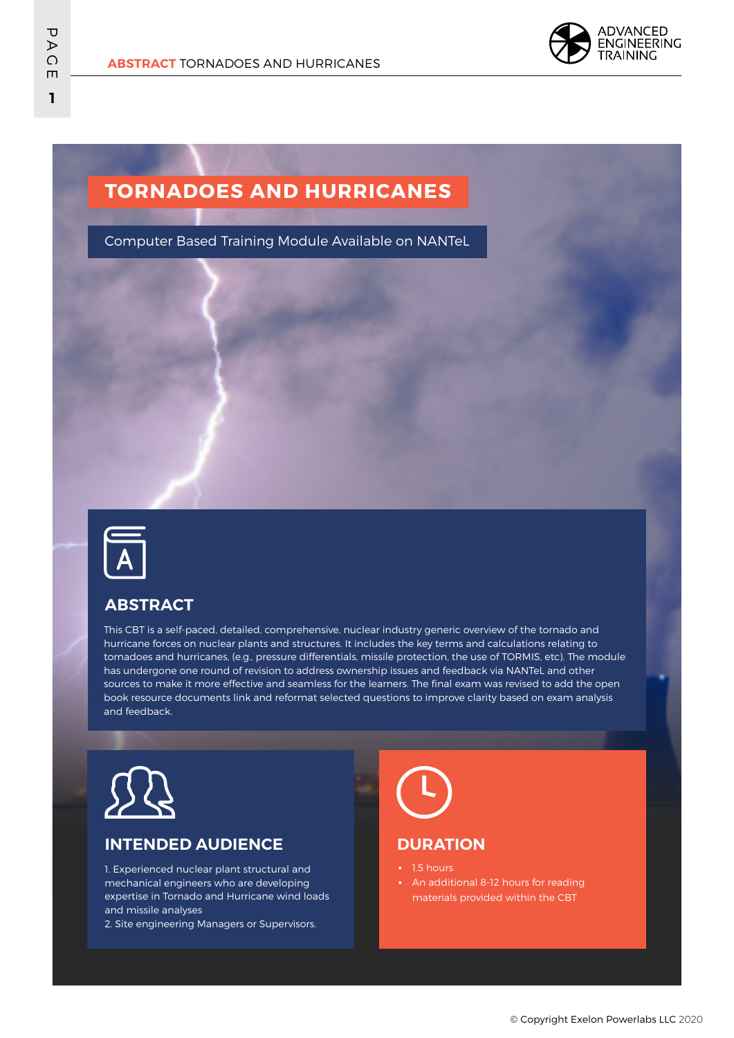# TORNADOES AND HURRICANES

Computer Based Training Module Available on NANTeL

## ABSTRACT

This CBT is a self-paced, detailed, comprehensive, nuclear industry generic overview of the tornado and hurricane forces on nuclear plants and structures. It includes the key terms and calculations relating to tornadoes and hurricanes, (e.g., pressure differentials, missile protection, the use of TORMIS, etc). The module has undergone one round of revision to address ownership issues and feedback via NANTeL and other sources to make it more effective and seamless for the learners. The final exam was revised to add the open book resource documents link and reformat selected questions to improve clarity based on exam analysis and feedback.

## INTENDED AUDIENCE

1. Experienced nuclear plant structural and mechanical engineers who are developing expertise in Tornado and Hurricane wind loads and missile analyses
2. Site engineering Managers or Supervisors.

## DURATION

- 1.5 hours
- An additional 8-12 hours for reading materials provided within the CBT

© Copyright Exelon Powerlabs LLC 2020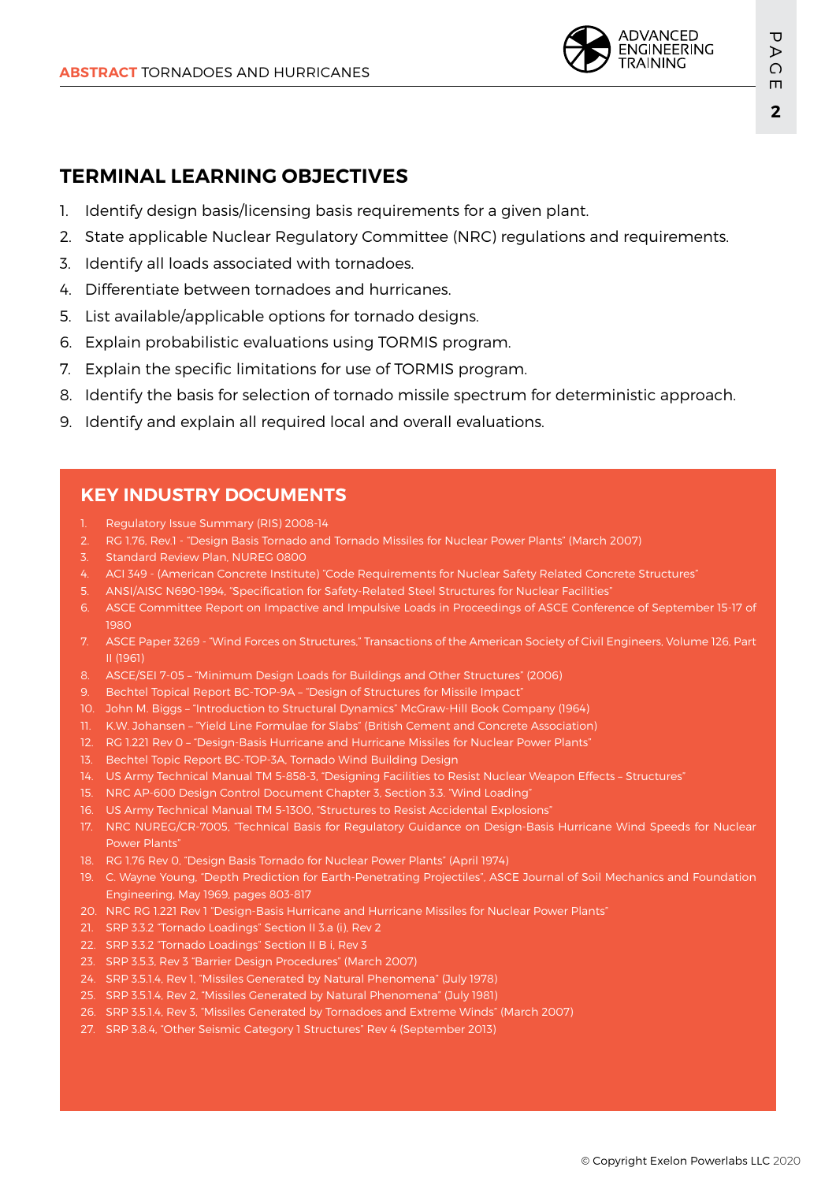## TERMINAL LEARNING OBJECTIVES

1. Identify design basis/licensing basis requirements for a given plant.
2. State applicable Nuclear Regulatory Committee (NRC) regulations and requirements.
3. Identify all loads associated with tornadoes.
4. Differentiate between tornadoes and hurricanes.
5. List available/applicable options for tornado designs.
6. Explain probabilistic evaluations using TORMIS program.
7. Explain the specific limitations for use of TORMIS program.
8. Identify the basis for selection of tornado missile spectrum for deterministic approach.
9. Identify and explain all required local and overall evaluations.

## KEY INDUSTRY DOCUMENTS

1. Regulatory Issue Summary (RIS) 2008-14
2. RG 1.76, Rev.1 - "Design Basis Tornado and Tornado Missiles for Nuclear Power Plants" (March 2007)
3. Standard Review Plan, NUREG 0800
4. ACI 349 - (American Concrete Institute) "Code Requirements for Nuclear Safety Related Concrete Structures"
5. ANSI/AISC N690-1994, "Specification for Safety-Related Steel Structures for Nuclear Facilities"
6. ASCE Committee Report on Impactive and Impulsive Loads in Proceedings of ASCE Conference of September 15-17 of 1980
7. ASCE Paper 3269 - "Wind Forces on Structures," Transactions of the American Society of Civil Engineers, Volume 126, Part II (1961)
8. ASCE/SEI 7-05 – "Minimum Design Loads for Buildings and Other Structures" (2006)
9. Bechtel Topical Report BC-TOP-9A – "Design of Structures for Missile Impact"
10. John M. Biggs – "Introduction to Structural Dynamics" McGraw-Hill Book Company (1964)
11. K.W. Johansen – "Yield Line Formulae for Slabs" (British Cement and Concrete Association)
12. RG 1.221 Rev 0 – "Design-Basis Hurricane and Hurricane Missiles for Nuclear Power Plants"
13. Bechtel Topic Report BC-TOP-3A, Tornado Wind Building Design
14. US Army Technical Manual TM 5-858-3, "Designing Facilities to Resist Nuclear Weapon Effects – Structures"
15. NRC AP-600 Design Control Document Chapter 3, Section 3.3. "Wind Loading"
16. US Army Technical Manual TM 5-1300, "Structures to Resist Accidental Explosions"
17. NRC NUREG/CR-7005, "Technical Basis for Regulatory Guidance on Design-Basis Hurricane Wind Speeds for Nuclear Power Plants"
18. RG 1.76 Rev 0, "Design Basis Tornado for Nuclear Power Plants" (April 1974)
19. C. Wayne Young, "Depth Prediction for Earth-Penetrating Projectiles", ASCE Journal of Soil Mechanics and Foundation Engineering, May 1969, pages 803-817
20. NRC RG 1.221 Rev 1 "Design-Basis Hurricane and Hurricane Missiles for Nuclear Power Plants"
21. SRP 3.3.2 "Tornado Loadings" Section II 3.a (i), Rev 2
22. SRP 3.3.2 "Tornado Loadings" Section II B i, Rev 3
23. SRP 3.5.3, Rev 3 "Barrier Design Procedures" (March 2007)
24. SRP 3.5.1.4, Rev 1, "Missiles Generated by Natural Phenomena" (July 1978)
25. SRP 3.5.1.4, Rev 2, "Missiles Generated by Natural Phenomena" (July 1981)
26. SRP 3.5.1.4, Rev 3, "Missiles Generated by Tornadoes and Extreme Winds" (March 2007)
27. SRP 3.8.4, "Other Seismic Category 1 Structures" Rev 4 (September 2013)